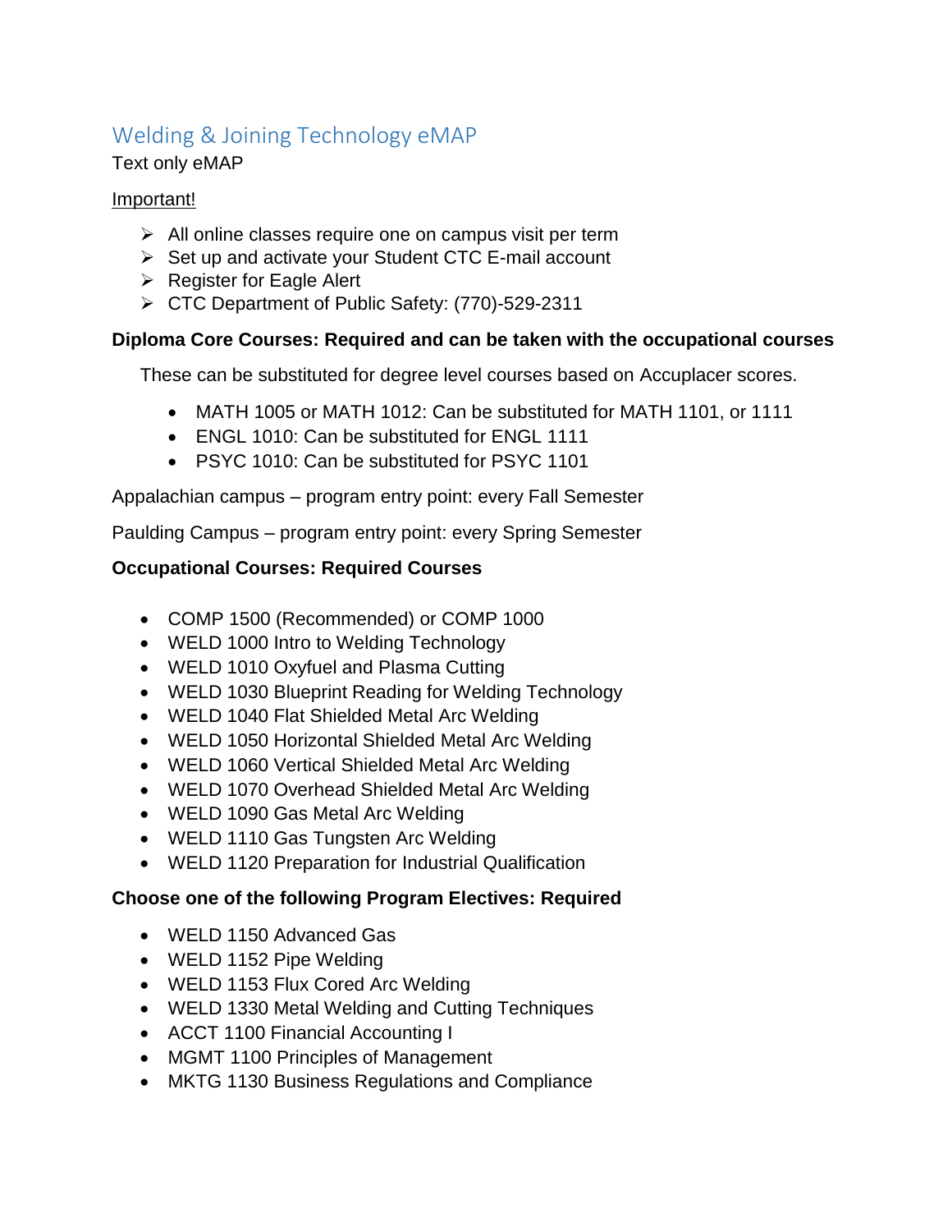# Welding & Joining Technology eMAP

Text only eMAP

Important!

- All online classes require one on campus visit per term
- Set up and activate your Student CTC E-mail account
- Register for Eagle Alert
- CTC Department of Public Safety: (770)-529-2311

**Diploma Core Courses: Required and can be taken with the occupational courses**

These can be substituted for degree level courses based on Accuplacer scores.

- MATH 1005 or MATH 1012: Can be substituted for MATH 1101, or 1111
- ENGL 1010: Can be substituted for ENGL 1111
- PSYC 1010: Can be substituted for PSYC 1101

Appalachian campus – program entry point: every Fall Semester

Paulding Campus – program entry point: every Spring Semester

**Occupational Courses: Required Courses**

- COMP 1500 (Recommended) or COMP 1000
- WELD 1000 Intro to Welding Technology
- WELD 1010 Oxyfuel and Plasma Cutting
- WELD 1030 Blueprint Reading for Welding Technology
- WELD 1040 Flat Shielded Metal Arc Welding
- WELD 1050 Horizontal Shielded Metal Arc Welding
- WELD 1060 Vertical Shielded Metal Arc Welding
- WELD 1070 Overhead Shielded Metal Arc Welding
- WELD 1090 Gas Metal Arc Welding
- WELD 1110 Gas Tungsten Arc Welding
- WELD 1120 Preparation for Industrial Qualification

**Choose one of the following Program Electives: Required**

- WELD 1150 Advanced Gas
- WELD 1152 Pipe Welding
- WELD 1153 Flux Cored Arc Welding
- WELD 1330 Metal Welding and Cutting Techniques
- ACCT 1100 Financial Accounting I
- MGMT 1100 Principles of Management
- MKTG 1130 Business Regulations and Compliance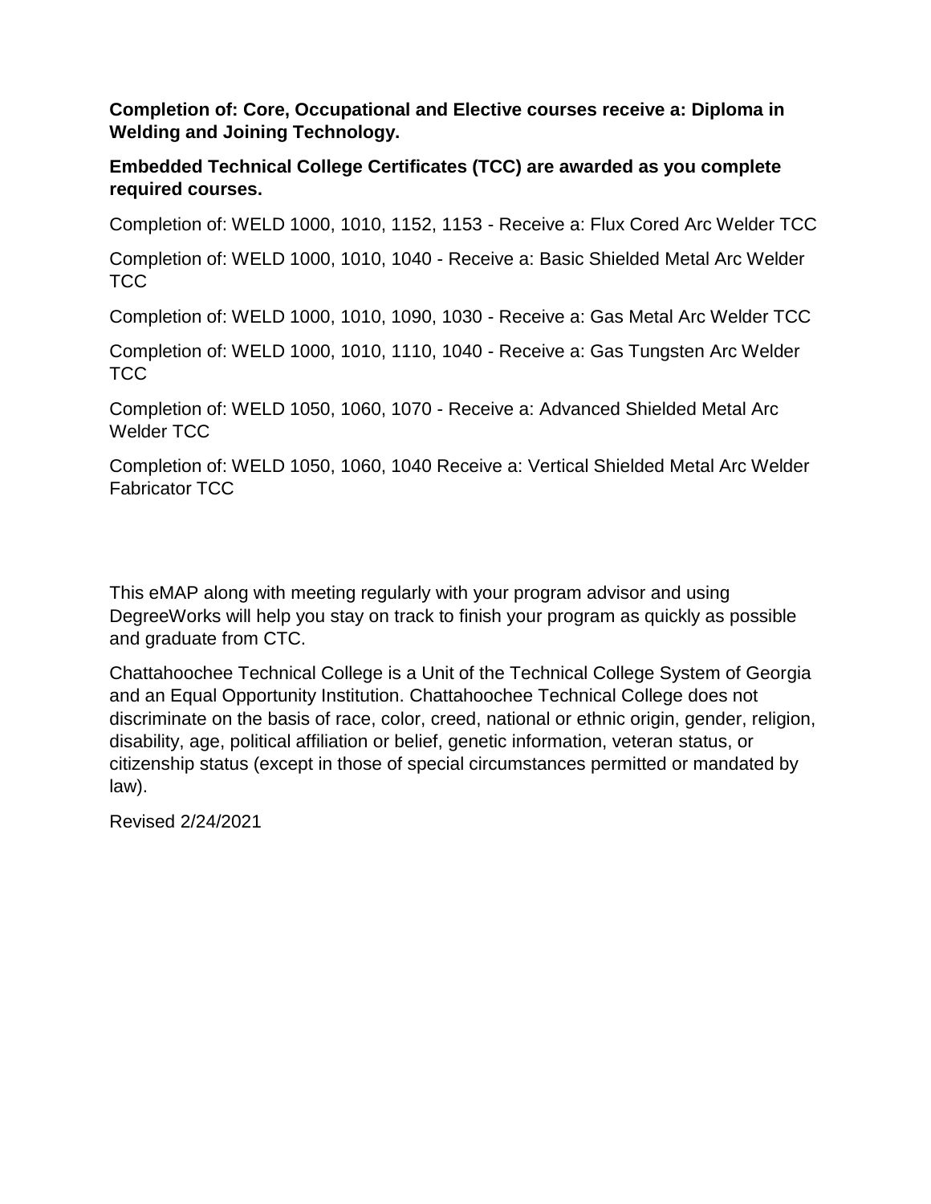**Completion of: Core, Occupational and Elective courses receive a: Diploma in Welding and Joining Technology.**

**Embedded Technical College Certificates (TCC) are awarded as you complete required courses.**

Completion of: WELD 1000, 1010, 1152, 1153 - Receive a: Flux Cored Arc Welder TCC

Completion of: WELD 1000, 1010, 1040 - Receive a: Basic Shielded Metal Arc Welder TCC

Completion of: WELD 1000, 1010, 1090, 1030 - Receive a: Gas Metal Arc Welder TCC

Completion of: WELD 1000, 1010, 1110, 1040 - Receive a: Gas Tungsten Arc Welder TCC

Completion of: WELD 1050, 1060, 1070 - Receive a: Advanced Shielded Metal Arc Welder TCC

Completion of: WELD 1050, 1060, 1040 Receive a: Vertical Shielded Metal Arc Welder Fabricator TCC

This eMAP along with meeting regularly with your program advisor and using DegreeWorks will help you stay on track to finish your program as quickly as possible and graduate from CTC.

Chattahoochee Technical College is a Unit of the Technical College System of Georgia and an Equal Opportunity Institution. Chattahoochee Technical College does not discriminate on the basis of race, color, creed, national or ethnic origin, gender, religion, disability, age, political affiliation or belief, genetic information, veteran status, or citizenship status (except in those of special circumstances permitted or mandated by law).

Revised 2/24/2021